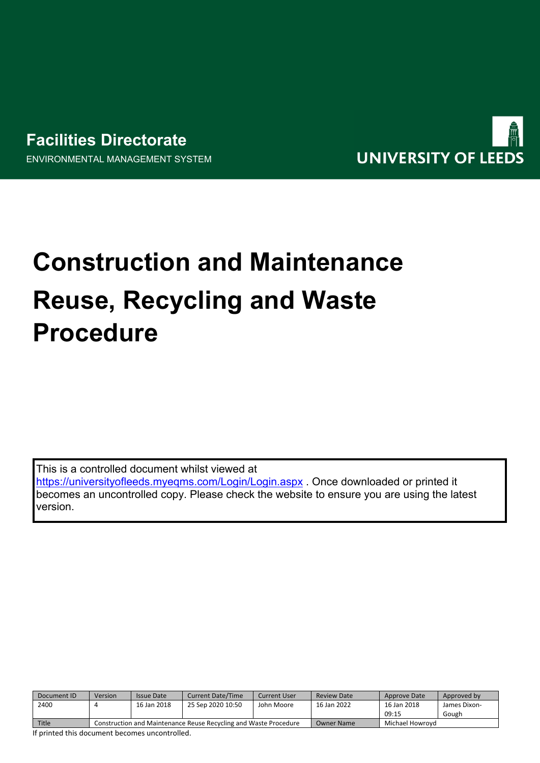**Facilities Directorate**

ENVIRONMENTAL MANAGEMENT SYSTEM

UNIVERSITY OF LEEDS

# Construction and Maintenance Reuse, Recycling and Waste Procedure

This is a controlled document whilst viewed at https://universityofleeds.myeqms.com/Login/Login.aspx . Once downloaded or printed it becomes an uncontrolled copy. Please check the website to ensure you are using the latest version.

| Document ID | Version | Issue Date | Current Date/Time | Current User | Review Date | Approve Date | Approved by |
|---|---|---|---|---|---|---|---|
| 2400 | 4 | 16 Jan 2018 | 25 Sep 2020 10:50 | John Moore | 16 Jan 2022 | 16 Jan 2018 09:15 | James Dixon-Gough |
| Title | Construction and Maintenance Reuse Recycling and Waste Procedure | | | | Owner Name | Michael Howroyd | |

If printed this document becomes uncontrolled.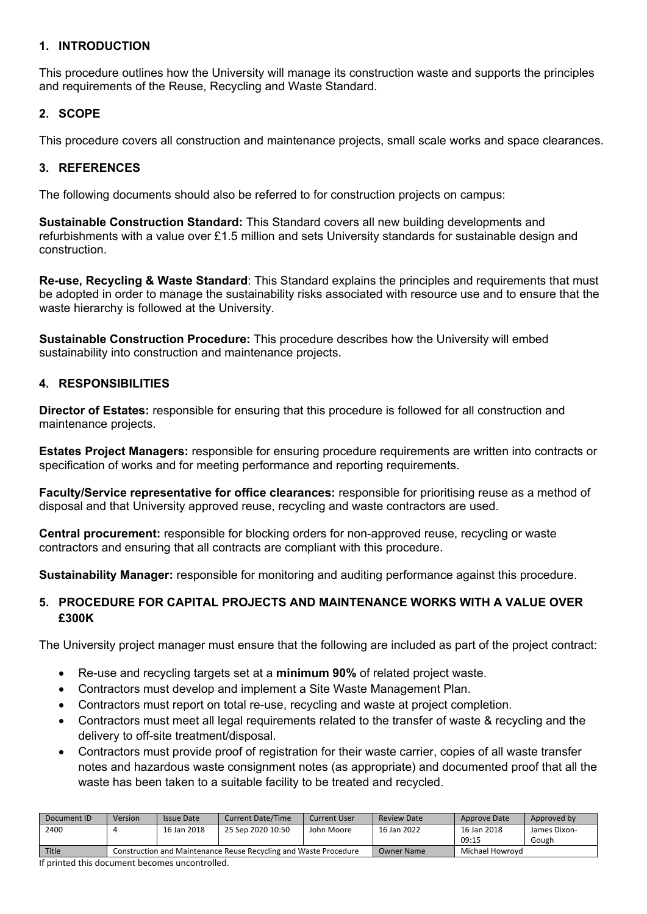## 1. INTRODUCTION

This procedure outlines how the University will manage its construction waste and supports the principles and requirements of the Reuse, Recycling and Waste Standard.

## 2. SCOPE

This procedure covers all construction and maintenance projects, small scale works and space clearances.

## 3. REFERENCES

The following documents should also be referred to for construction projects on campus:

**Sustainable Construction Standard:** This Standard covers all new building developments and refurbishments with a value over £1.5 million and sets University standards for sustainable design and construction.

**Re-use, Recycling & Waste Standard**: This Standard explains the principles and requirements that must be adopted in order to manage the sustainability risks associated with resource use and to ensure that the waste hierarchy is followed at the University.

**Sustainable Construction Procedure:** This procedure describes how the University will embed sustainability into construction and maintenance projects.

## 4. RESPONSIBILITIES

**Director of Estates:** responsible for ensuring that this procedure is followed for all construction and maintenance projects.

**Estates Project Managers:** responsible for ensuring procedure requirements are written into contracts or specification of works and for meeting performance and reporting requirements.

**Faculty/Service representative for office clearances:** responsible for prioritising reuse as a method of disposal and that University approved reuse, recycling and waste contractors are used.

**Central procurement:** responsible for blocking orders for non-approved reuse, recycling or waste contractors and ensuring that all contracts are compliant with this procedure.

**Sustainability Manager:** responsible for monitoring and auditing performance against this procedure.

## 5. PROCEDURE FOR CAPITAL PROJECTS AND MAINTENANCE WORKS WITH A VALUE OVER £300K

The University project manager must ensure that the following are included as part of the project contract:

- Re-use and recycling targets set at a **minimum 90%** of related project waste.
- Contractors must develop and implement a Site Waste Management Plan.
- Contractors must report on total re-use, recycling and waste at project completion.
- Contractors must meet all legal requirements related to the transfer of waste & recycling and the delivery to off-site treatment/disposal.
- Contractors must provide proof of registration for their waste carrier, copies of all waste transfer notes and hazardous waste consignment notes (as appropriate) and documented proof that all the waste has been taken to a suitable facility to be treated and recycled.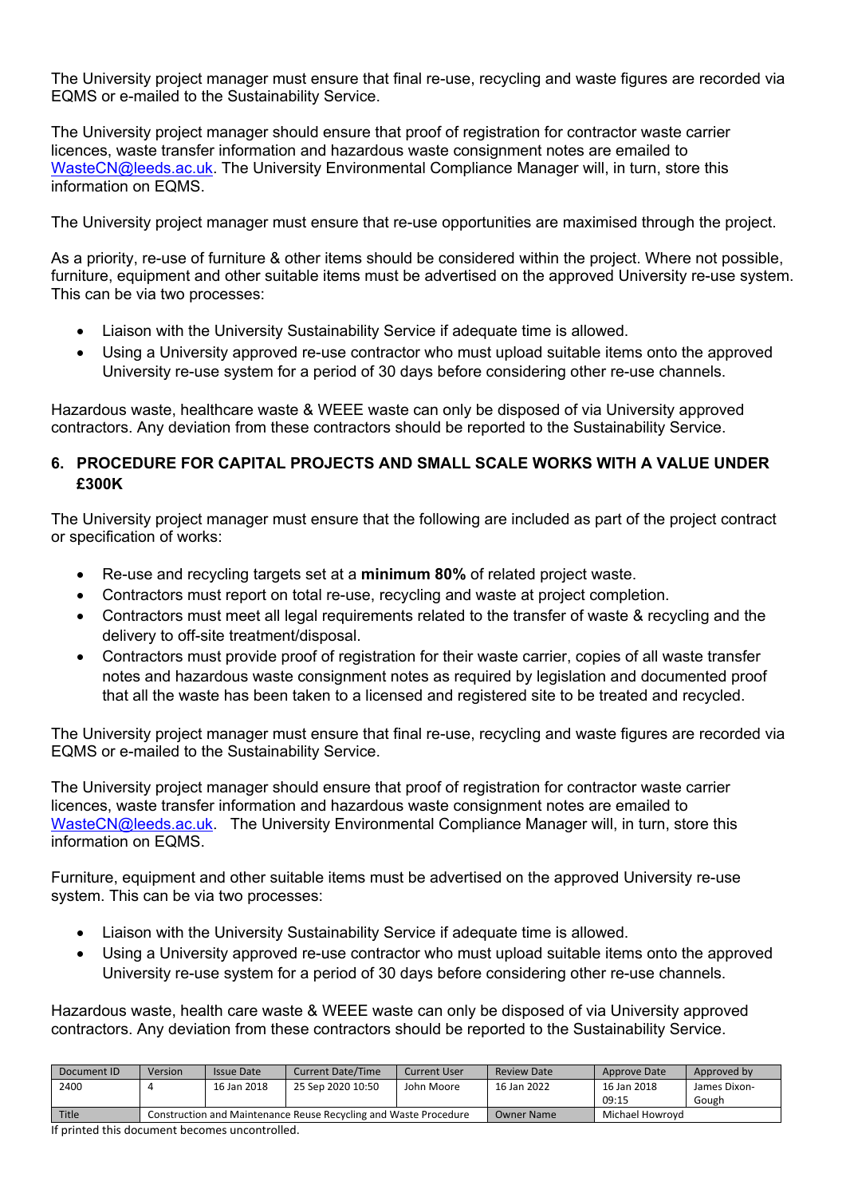The University project manager must ensure that final re-use, recycling and waste figures are recorded via EQMS or e-mailed to the Sustainability Service.

The University project manager should ensure that proof of registration for contractor waste carrier licences, waste transfer information and hazardous waste consignment notes are emailed to WasteCN@leeds.ac.uk. The University Environmental Compliance Manager will, in turn, store this information on EQMS.

The University project manager must ensure that re-use opportunities are maximised through the project.

As a priority, re-use of furniture & other items should be considered within the project. Where not possible, furniture, equipment and other suitable items must be advertised on the approved University re-use system. This can be via two processes:

- Liaison with the University Sustainability Service if adequate time is allowed.
- Using a University approved re-use contractor who must upload suitable items onto the approved University re-use system for a period of 30 days before considering other re-use channels.

Hazardous waste, healthcare waste & WEEE waste can only be disposed of via University approved contractors. Any deviation from these contractors should be reported to the Sustainability Service.

## 6. PROCEDURE FOR CAPITAL PROJECTS AND SMALL SCALE WORKS WITH A VALUE UNDER £300K

The University project manager must ensure that the following are included as part of the project contract or specification of works:

- Re-use and recycling targets set at a **minimum 80%** of related project waste.
- Contractors must report on total re-use, recycling and waste at project completion.
- Contractors must meet all legal requirements related to the transfer of waste & recycling and the delivery to off-site treatment/disposal.
- Contractors must provide proof of registration for their waste carrier, copies of all waste transfer notes and hazardous waste consignment notes as required by legislation and documented proof that all the waste has been taken to a licensed and registered site to be treated and recycled.

The University project manager must ensure that final re-use, recycling and waste figures are recorded via EQMS or e-mailed to the Sustainability Service.

The University project manager should ensure that proof of registration for contractor waste carrier licences, waste transfer information and hazardous waste consignment notes are emailed to WasteCN@leeds.ac.uk. The University Environmental Compliance Manager will, in turn, store this information on EQMS.

Furniture, equipment and other suitable items must be advertised on the approved University re-use system. This can be via two processes:

- Liaison with the University Sustainability Service if adequate time is allowed.
- Using a University approved re-use contractor who must upload suitable items onto the approved University re-use system for a period of 30 days before considering other re-use channels.

Hazardous waste, health care waste & WEEE waste can only be disposed of via University approved contractors. Any deviation from these contractors should be reported to the Sustainability Service.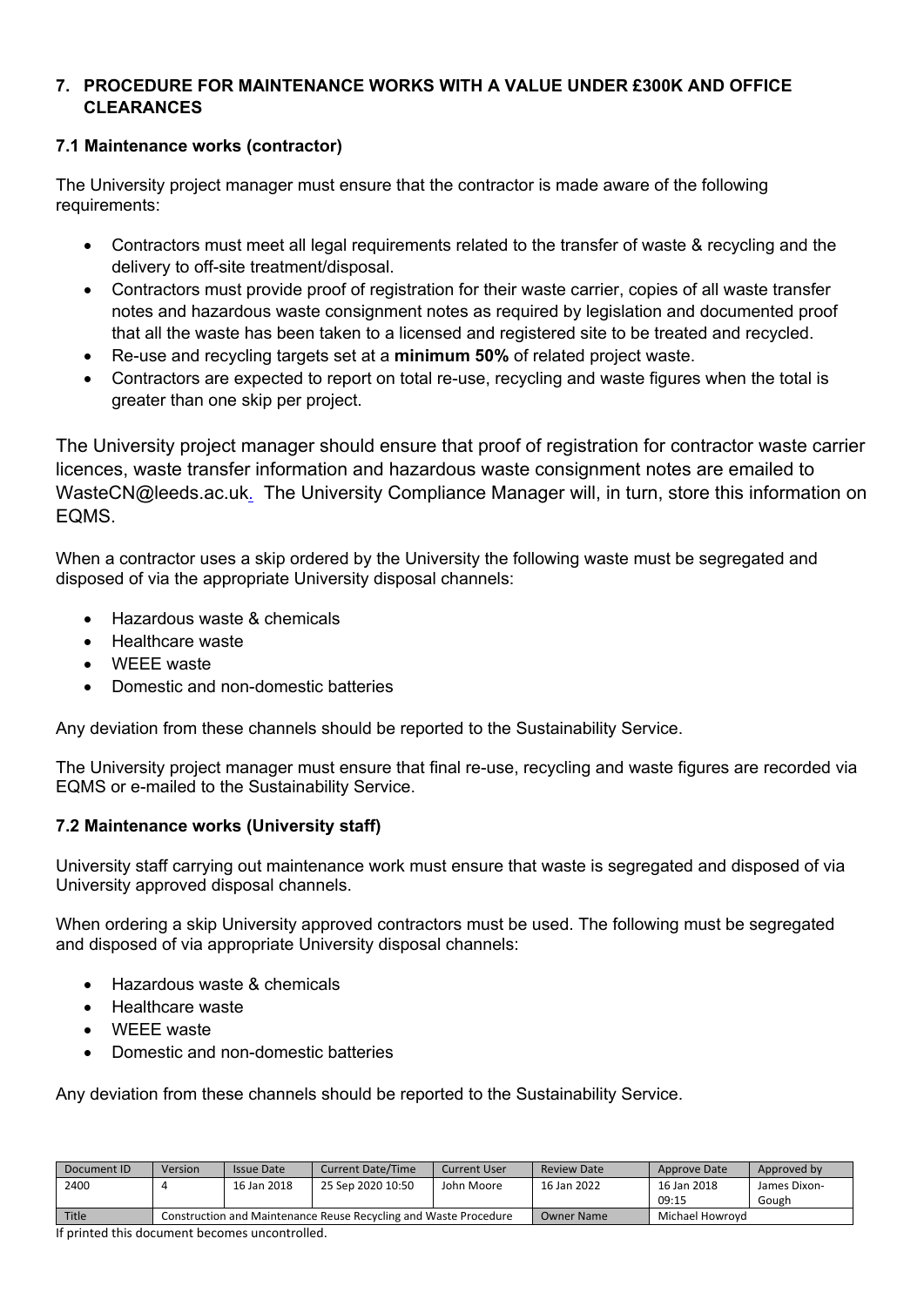## 7. PROCEDURE FOR MAINTENANCE WORKS WITH A VALUE UNDER £300K AND OFFICE CLEARANCES

### 7.1 Maintenance works (contractor)

The University project manager must ensure that the contractor is made aware of the following requirements:

- Contractors must meet all legal requirements related to the transfer of waste & recycling and the delivery to off-site treatment/disposal.
- Contractors must provide proof of registration for their waste carrier, copies of all waste transfer notes and hazardous waste consignment notes as required by legislation and documented proof that all the waste has been taken to a licensed and registered site to be treated and recycled.
- Re-use and recycling targets set at a **minimum 50%** of related project waste.
- Contractors are expected to report on total re-use, recycling and waste figures when the total is greater than one skip per project.

The University project manager should ensure that proof of registration for contractor waste carrier licences, waste transfer information and hazardous waste consignment notes are emailed to WasteCN@leeds.ac.uk. The University Compliance Manager will, in turn, store this information on EQMS.

When a contractor uses a skip ordered by the University the following waste must be segregated and disposed of via the appropriate University disposal channels:

- Hazardous waste & chemicals
- Healthcare waste
- WEEE waste
- Domestic and non-domestic batteries

Any deviation from these channels should be reported to the Sustainability Service.

The University project manager must ensure that final re-use, recycling and waste figures are recorded via EQMS or e-mailed to the Sustainability Service.

### 7.2 Maintenance works (University staff)

University staff carrying out maintenance work must ensure that waste is segregated and disposed of via University approved disposal channels.

When ordering a skip University approved contractors must be used. The following must be segregated and disposed of via appropriate University disposal channels:

- Hazardous waste & chemicals
- Healthcare waste
- WEEE waste
- Domestic and non-domestic batteries

Any deviation from these channels should be reported to the Sustainability Service.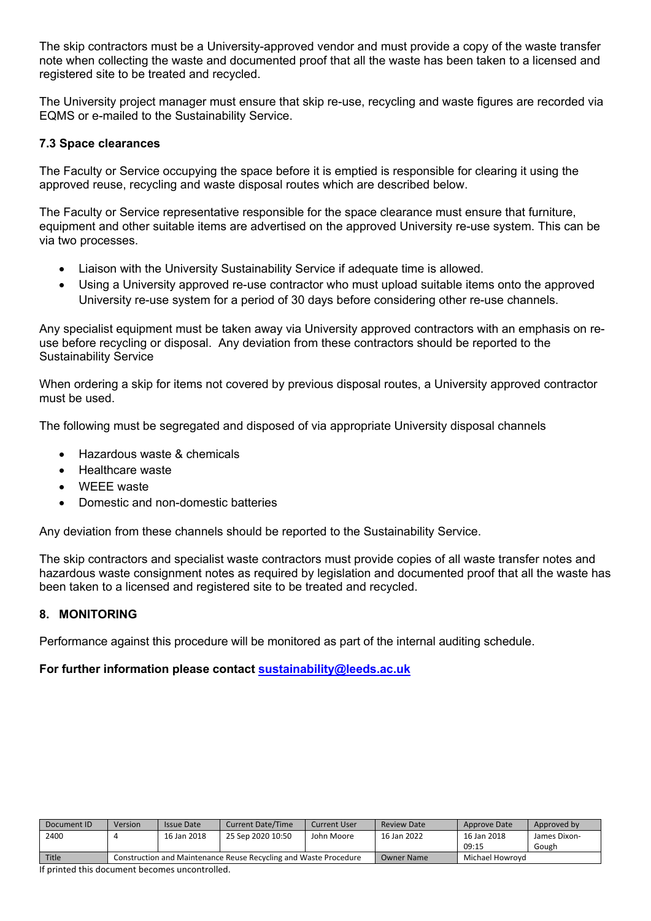The skip contractors must be a University-approved vendor and must provide a copy of the waste transfer note when collecting the waste and documented proof that all the waste has been taken to a licensed and registered site to be treated and recycled.

The University project manager must ensure that skip re-use, recycling and waste figures are recorded via EQMS or e-mailed to the Sustainability Service.

### 7.3 Space clearances

The Faculty or Service occupying the space before it is emptied is responsible for clearing it using the approved reuse, recycling and waste disposal routes which are described below.

The Faculty or Service representative responsible for the space clearance must ensure that furniture, equipment and other suitable items are advertised on the approved University re-use system. This can be via two processes.

- Liaison with the University Sustainability Service if adequate time is allowed.
- Using a University approved re-use contractor who must upload suitable items onto the approved University re-use system for a period of 30 days before considering other re-use channels.

Any specialist equipment must be taken away via University approved contractors with an emphasis on re-use before recycling or disposal. Any deviation from these contractors should be reported to the Sustainability Service

When ordering a skip for items not covered by previous disposal routes, a University approved contractor must be used.

The following must be segregated and disposed of via appropriate University disposal channels

- Hazardous waste & chemicals
- Healthcare waste
- WEEE waste
- Domestic and non-domestic batteries

Any deviation from these channels should be reported to the Sustainability Service.

The skip contractors and specialist waste contractors must provide copies of all waste transfer notes and hazardous waste consignment notes as required by legislation and documented proof that all the waste has been taken to a licensed and registered site to be treated and recycled.

## 8. MONITORING

Performance against this procedure will be monitored as part of the internal auditing schedule.

**For further information please contact [sustainability@leeds.ac.uk](mailto:sustainability@leeds.ac.uk)**

| Document ID | Version | Issue Date | Current Date/Time | Current User | Review Date | Approve Date | Approved by |
|---|---|---|---|---|---|---|---|
| 2400 | 4 | 16 Jan 2018 | 25 Sep 2020 10:50 | John Moore | 16 Jan 2022 | 16 Jan 2018 09:15 | James Dixon-Gough |
| Title | Construction and Maintenance Reuse Recycling and Waste Procedure | | | | Owner Name | Michael Howroyd | |

If printed this document becomes uncontrolled.